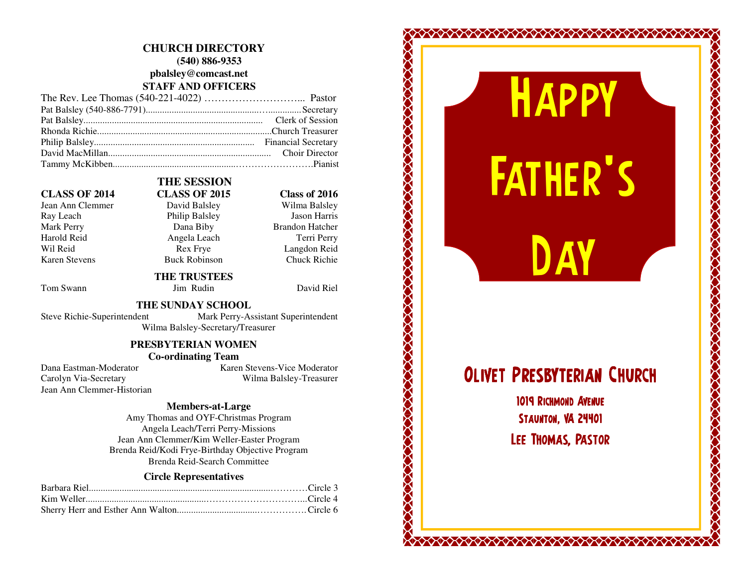# CHURCH DIRECTORY

**(540) 886-9353**

**pbalsley@comcast.net**

## STAFF AND OFFICERS

The Rev. Lee Thomas (540-221-4022) ............................... Pastor
Pat Balsley (540-886-7791)....................................................Secretary
Pat Balsley.................................................................. Clerk of Session
Rhonda Richie.............................................................Church Treasurer
Philip Balsley............................................................ Financial Secretary
David MacMillan........................................................ Choir Director
Tammy McKibben........................................................Pianist

## THE SESSION

| CLASS OF 2014 | CLASS OF 2015 | Class of 2016 |
|---|---|---|
| Jean Ann Clemmer | David Balsley | Wilma Balsley |
| Ray Leach | Philip Balsley | Jason Harris |
| Mark Perry | Dana Biby | Brandon Hatcher |
| Harold Reid | Angela Leach | Terri Perry |
| Wil Reid | Rex Frye | Langdon Reid |
| Karen Stevens | Buck Robinson | Chuck Richie |

## THE TRUSTEES

Tom Swann — Jim Rudin — David Riel

## THE SUNDAY SCHOOL

Steve Richie-Superintendent — Mark Perry-Assistant Superintendent

Wilma Balsley-Secretary/Treasurer

## PRESBYTERIAN WOMEN

### Co-ordinating Team

Dana Eastman-Moderator — Karen Stevens-Vice Moderator
Carolyn Via-Secretary — Wilma Balsley-Treasurer
Jean Ann Clemmer-Historian

### Members-at-Large

Amy Thomas and OYF-Christmas Program
Angela Leach/Terri Perry-Missions
Jean Ann Clemmer/Kim Weller-Easter Program
Brenda Reid/Kodi Frye-Birthday Objective Program
Brenda Reid-Search Committee

### Circle Representatives

Barbara Riel..............................................................Circle 3
Kim Weller.................................................................Circle 4
Sherry Herr and Esther Ann Walton...................................Circle 6

# Happy Father's Day

## Olivet Presbyterian Church

1019 Richmond Avenue
Staunton, VA 24401
Lee Thomas, Pastor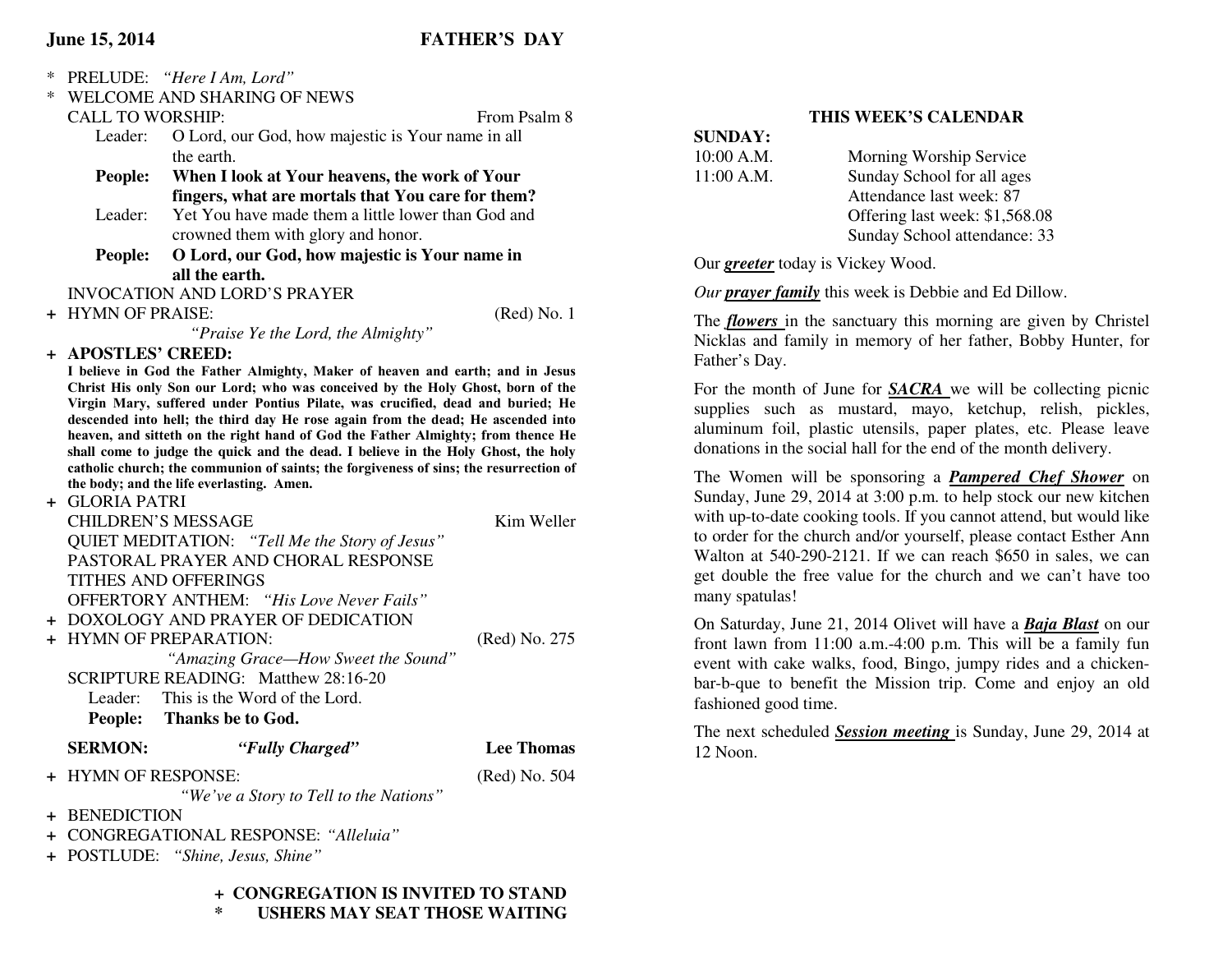**June 15, 2014** **FATHER'S DAY**

\* PRELUDE: *"Here I Am, Lord"*
\* WELCOME AND SHARING OF NEWS
CALL TO WORSHIP: From Psalm 8

Leader: O Lord, our God, how majestic is Your name in all the earth.
**People: When I look at Your heavens, the work of Your fingers, what are mortals that You care for them?**
Leader: Yet You have made them a little lower than God and crowned them with glory and honor.
**People: O Lord, our God, how majestic is Your name in all the earth.**

INVOCATION AND LORD'S PRAYER
\+ HYMN OF PRAISE: (Red) No. 1
*"Praise Ye the Lord, the Almighty"*
\+ **APOSTLES' CREED:**
**I believe in God the Father Almighty, Maker of heaven and earth; and in Jesus Christ His only Son our Lord; who was conceived by the Holy Ghost, born of the Virgin Mary, suffered under Pontius Pilate, was crucified, dead and buried; He descended into hell; the third day He rose again from the dead; He ascended into heaven, and sitteth on the right hand of God the Father Almighty; from thence He shall come to judge the quick and the dead. I believe in the Holy Ghost, the holy catholic church; the communion of saints; the forgiveness of sins; the resurrection of the body; and the life everlasting. Amen.**
\+ GLORIA PATRI
CHILDREN'S MESSAGE Kim Weller
QUIET MEDITATION: *"Tell Me the Story of Jesus"*
PASTORAL PRAYER AND CHORAL RESPONSE
TITHES AND OFFERINGS
OFFERTORY ANTHEM: *"His Love Never Fails"*
\+ DOXOLOGY AND PRAYER OF DEDICATION
\+ HYMN OF PREPARATION: (Red) No. 275
*"Amazing Grace—How Sweet the Sound"*
SCRIPTURE READING: Matthew 28:16-20
Leader: This is the Word of the Lord.
**People: Thanks be to God.**

**SERMON:** ***"Fully Charged"*** **Lee Thomas**

\+ HYMN OF RESPONSE: (Red) No. 504
*"We've a Story to Tell to the Nations"*
\+ BENEDICTION
\+ CONGREGATIONAL RESPONSE: *"Alleluia"*
\+ POSTLUDE: *"Shine, Jesus, Shine"*

**+ CONGREGATION IS INVITED TO STAND**
**\* USHERS MAY SEAT THOSE WAITING**

## THIS WEEK'S CALENDAR

**SUNDAY:**

| | |
|---|---|
| 10:00 A.M. | Morning Worship Service |
| 11:00 A.M. | Sunday School for all ages |
| | Attendance last week: 87 |
| | Offering last week: $1,568.08 |
| | Sunday School attendance: 33 |

Our ***greeter*** today is Vickey Wood.

*Our* ***prayer family*** this week is Debbie and Ed Dillow.

The ***flowers*** in the sanctuary this morning are given by Christel Nicklas and family in memory of her father, Bobby Hunter, for Father's Day.

For the month of June for ***SACRA*** we will be collecting picnic supplies such as mustard, mayo, ketchup, relish, pickles, aluminum foil, plastic utensils, paper plates, etc. Please leave donations in the social hall for the end of the month delivery.

The Women will be sponsoring a ***Pampered Chef Shower*** on Sunday, June 29, 2014 at 3:00 p.m. to help stock our new kitchen with up-to-date cooking tools. If you cannot attend, but would like to order for the church and/or yourself, please contact Esther Ann Walton at 540-290-2121. If we can reach $650 in sales, we can get double the free value for the church and we can't have too many spatulas!

On Saturday, June 21, 2014 Olivet will have a ***Baja Blast*** on our front lawn from 11:00 a.m.-4:00 p.m. This will be a family fun event with cake walks, food, Bingo, jumpy rides and a chicken-bar-b-que to benefit the Mission trip. Come and enjoy an old fashioned good time.

The next scheduled ***Session meeting*** is Sunday, June 29, 2014 at 12 Noon.